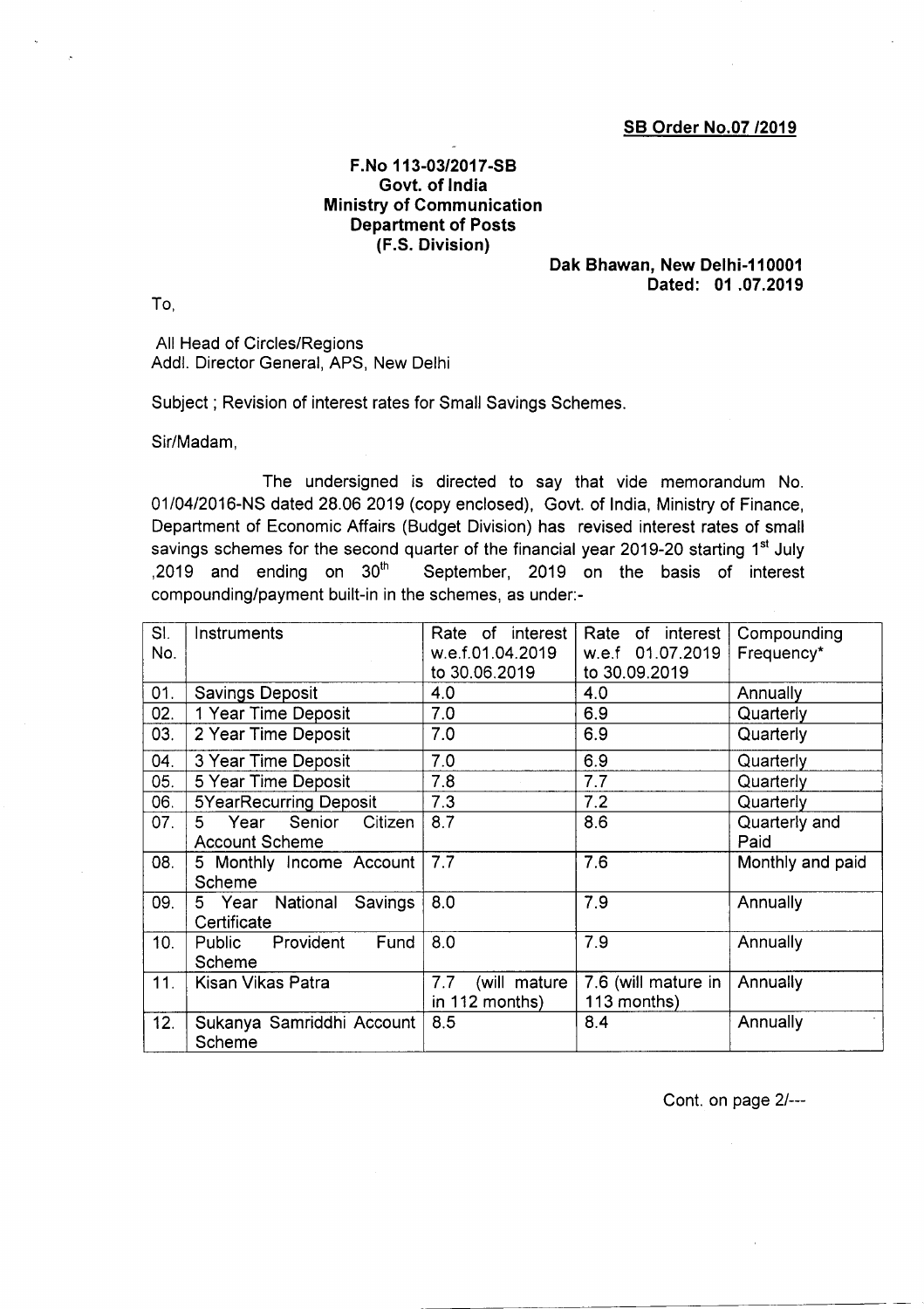**SB Order No.07 /2019**

**F.No 113-03/2017-SB**
**Govt. of India**
**Ministry of Communication**
**Department of Posts**
**(F.S. Division)**

**Dak Bhawan, New Delhi-110001**
**Dated: 01 .07.2019**

To,

All Head of Circles/Regions
Addl. Director General, APS, New Delhi

Subject ; Revision of interest rates for Small Savings Schemes.

Sir/Madam,

The undersigned is directed to say that vide memorandum No. 01/04/2016-NS dated 28.06 2019 (copy enclosed), Govt. of India, Ministry of Finance, Department of Economic Affairs (Budget Division) has revised interest rates of small savings schemes for the second quarter of the financial year 2019-20 starting 1st July ,2019 and ending on 30th September, 2019 on the basis of interest compounding/payment built-in in the schemes, as under:-

| Sl. No. | Instruments | Rate of interest w.e.f.01.04.2019 to 30.06.2019 | Rate of interest w.e.f 01.07.2019 to 30.09.2019 | Compounding Frequency* |
|---|---|---|---|---|
| 01. | Savings Deposit | 4.0 | 4.0 | Annually |
| 02. | 1 Year Time Deposit | 7.0 | 6.9 | Quarterly |
| 03. | 2 Year Time Deposit | 7.0 | 6.9 | Quarterly |
| 04. | 3 Year Time Deposit | 7.0 | 6.9 | Quarterly |
| 05. | 5 Year Time Deposit | 7.8 | 7.7 | Quarterly |
| 06. | 5YearRecurring Deposit | 7.3 | 7.2 | Quarterly |
| 07. | 5 Year Senior Citizen Account Scheme | 8.7 | 8.6 | Quarterly and Paid |
| 08. | 5 Monthly Income Account Scheme | 7.7 | 7.6 | Monthly and paid |
| 09. | 5 Year National Savings Certificate | 8.0 | 7.9 | Annually |
| 10. | Public Provident Fund Scheme | 8.0 | 7.9 | Annually |
| 11. | Kisan Vikas Patra | 7.7 (will mature in 112 months) | 7.6 (will mature in 113 months) | Annually |
| 12. | Sukanya Samriddhi Account Scheme | 8.5 | 8.4 | Annually |

Cont. on page 2/---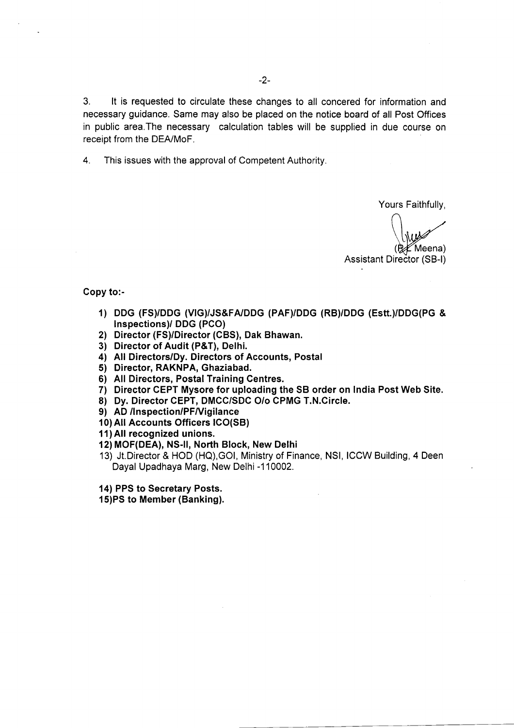3. It is requested to circulate these changes to all concerned for information and necessary guidance. Same may also be placed on the notice board of all Post Offices in public area.The necessary calculation tables will be supplied in due course on receipt from the DEA/MoF.

4. This issues with the approval of Competent Authority.

Yours Faithfully,

(R.L Meena)
Assistant Director (SB-I)

**Copy to:-**

1) **DDG (FS)/DDG (VIG)/JS&FA/DDG (PAF)/DDG (RB)/DDG (Estt.)/DDG(PG & Inspections)/ DDG (PCO)**
2) **Director (FS)/Director (CBS), Dak Bhawan.**
3) **Director of Audit (P&T), Delhi.**
4) **All Directors/Dy. Directors of Accounts, Postal**
5) **Director, RAKNPA, Ghaziabad.**
6) **All Directors, Postal Training Centres.**
7) **Director CEPT Mysore for uploading the SB order on India Post Web Site.**
8) **Dy. Director CEPT, DMCC/SDC O/o CPMG T.N.Circle.**
9) **AD /Inspection/PF/Vigilance**
10) **All Accounts Officers ICO(SB)**
11) **All recognized unions.**
12) **MOF(DEA), NS-II, North Block, New Delhi**
13) Jt.Director & HOD (HQ),GOI, Ministry of Finance, NSI, ICCW Building, 4 Deen Dayal Upadhaya Marg, New Delhi -110002.
14) **PPS to Secretary Posts.**
15) **PS to Member (Banking).**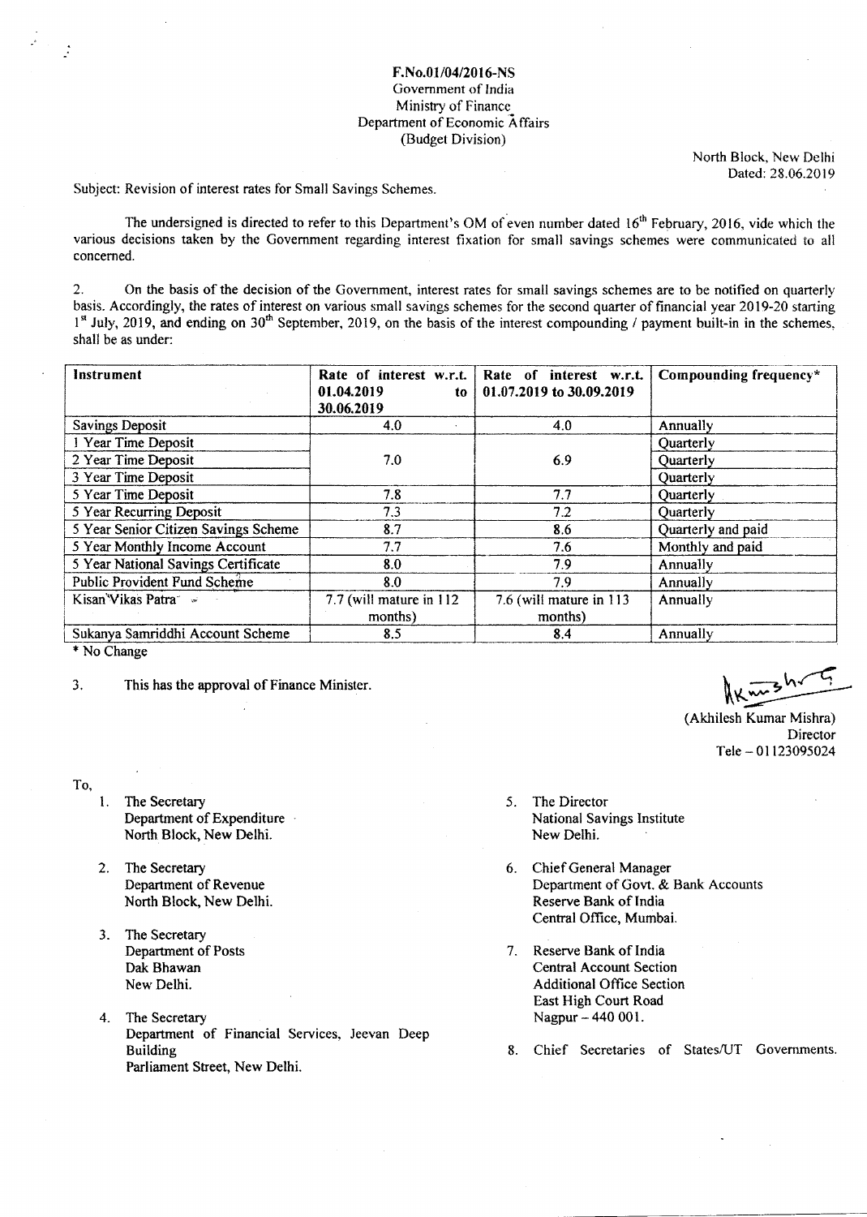**F.No.01/04/2016-NS**
Government of India
Ministry of Finance
Department of Economic Affairs
(Budget Division)

North Block, New Delhi
Dated: 28.06.2019

Subject: Revision of interest rates for Small Savings Schemes.

The undersigned is directed to refer to this Department's OM of even number dated 16th February, 2016, vide which the various decisions taken by the Government regarding interest fixation for small savings schemes were communicated to all concerned.

2. On the basis of the decision of the Government, interest rates for small savings schemes are to be notified on quarterly basis. Accordingly, the rates of interest on various small savings schemes for the second quarter of financial year 2019-20 starting 1st July, 2019, and ending on 30th September, 2019, on the basis of the interest compounding / payment built-in in the schemes, shall be as under:

| Instrument | Rate of interest w.r.t. 01.04.2019 to 30.06.2019 | Rate of interest w.r.t. 01.07.2019 to 30.09.2019 | Compounding frequency* |
|---|---|---|---|
| Savings Deposit | 4.0 | 4.0 | Annually |
| 1 Year Time Deposit | 7.0 | 6.9 | Quarterly |
| 2 Year Time Deposit | | | Quarterly |
| 3 Year Time Deposit | | | Quarterly |
| 5 Year Time Deposit | 7.8 | 7.7 | Quarterly |
| 5 Year Recurring Deposit | 7.3 | 7.2 | Quarterly |
| 5 Year Senior Citizen Savings Scheme | 8.7 | 8.6 | Quarterly and paid |
| 5 Year Monthly Income Account | 7.7 | 7.6 | Monthly and paid |
| 5 Year National Savings Certificate | 8.0 | 7.9 | Annually |
| Public Provident Fund Scheme | 8.0 | 7.9 | Annually |
| Kisan Vikas Patra | 7.7 (will mature in 112 months) | 7.6 (will mature in 113 months) | Annually |
| Sukanya Samriddhi Account Scheme | 8.5 | 8.4 | Annually |

\* No Change

3. This has the approval of Finance Minister.

(Akhilesh Kumar Mishra)
Director
Tele – 01123095024

To,

1. The Secretary
   Department of Expenditure
   North Block, New Delhi.
2. The Secretary
   Department of Revenue
   North Block, New Delhi.
3. The Secretary
   Department of Posts
   Dak Bhawan
   New Delhi.
4. The Secretary
   Department of Financial Services, Jeevan Deep Building
   Parliament Street, New Delhi.
5. The Director
   National Savings Institute
   New Delhi.
6. Chief General Manager
   Department of Govt. & Bank Accounts
   Reserve Bank of India
   Central Office, Mumbai.
7. Reserve Bank of India
   Central Account Section
   Additional Office Section
   East High Court Road
   Nagpur – 440 001.
8. Chief Secretaries of States/UT Governments.